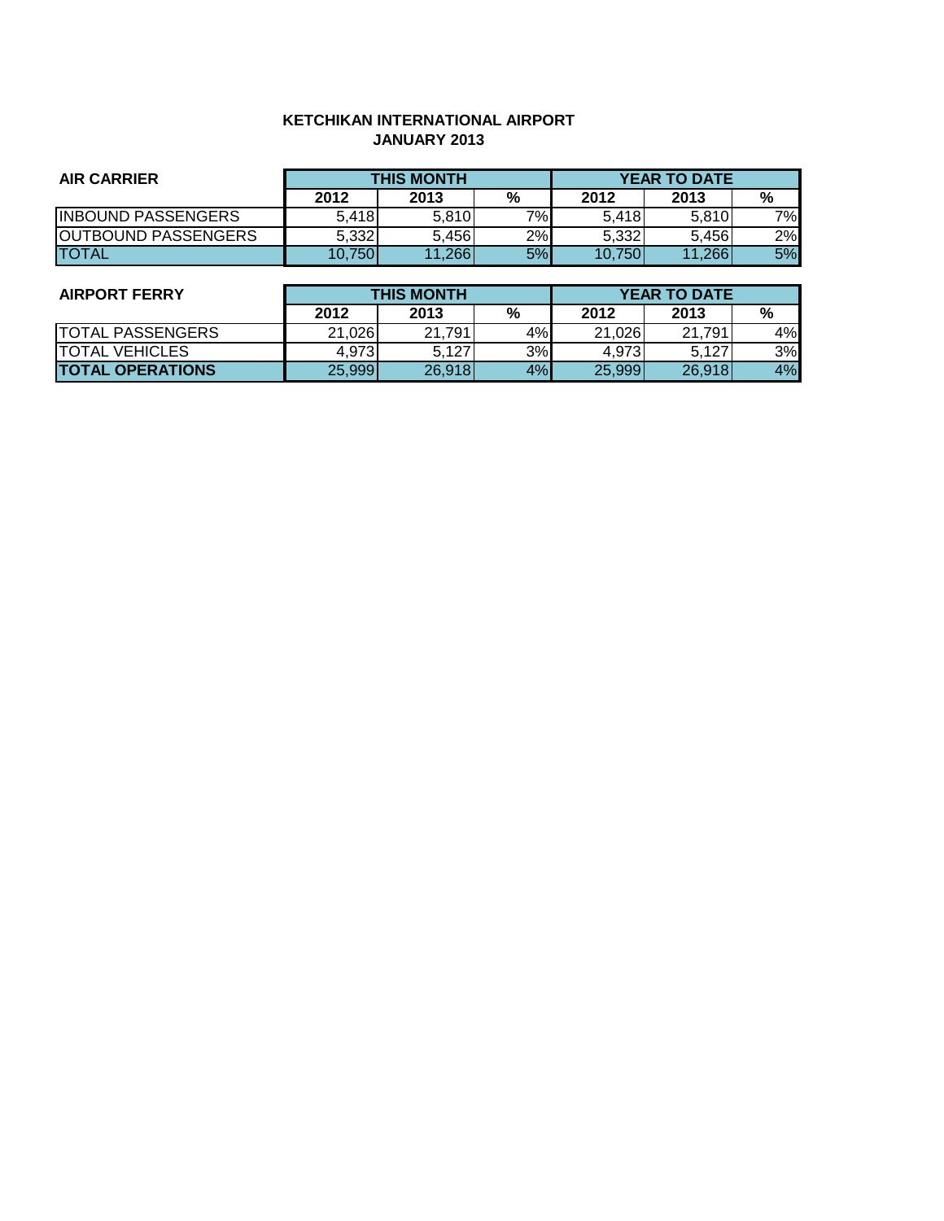**KETCHIKAN INTERNATIONAL AIRPORT**
**JANUARY 2013**

| AIR CARRIER | THIS MONTH | | | YEAR TO DATE | | |
|---|---|---|---|---|---|---|
| | 2012 | 2013 | % | 2012 | 2013 | % |
| INBOUND PASSENGERS | 5,418 | 5,810 | 7% | 5,418 | 5,810 | 7% |
| OUTBOUND PASSENGERS | 5,332 | 5,456 | 2% | 5,332 | 5,456 | 2% |
| TOTAL | 10,750 | 11,266 | 5% | 10,750 | 11,266 | 5% |

| AIRPORT FERRY | THIS MONTH | | | YEAR TO DATE | | |
|---|---|---|---|---|---|---|
| | 2012 | 2013 | % | 2012 | 2013 | % |
| TOTAL PASSENGERS | 21,026 | 21,791 | 4% | 21,026 | 21,791 | 4% |
| TOTAL VEHICLES | 4,973 | 5,127 | 3% | 4,973 | 5,127 | 3% |
| **TOTAL OPERATIONS** | 25,999 | 26,918 | 4% | 25,999 | 26,918 | 4% |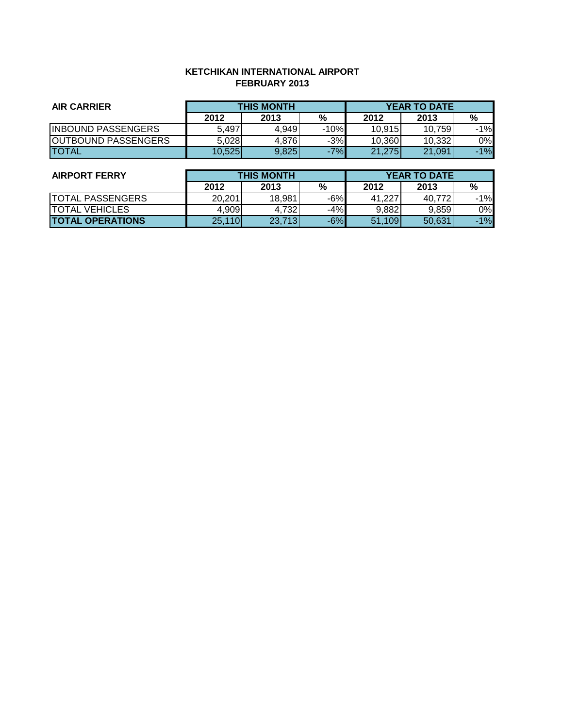**KETCHIKAN INTERNATIONAL AIRPORT**
**FEBRUARY 2013**

| AIR CARRIER | THIS MONTH | | | YEAR TO DATE | | |
|---|---|---|---|---|---|---|
| | 2012 | 2013 | % | 2012 | 2013 | % |
| INBOUND PASSENGERS | 5,497 | 4,949 | -10% | 10,915 | 10,759 | -1% |
| OUTBOUND PASSENGERS | 5,028 | 4,876 | -3% | 10,360 | 10,332 | 0% |
| TOTAL | 10,525 | 9,825 | -7% | 21,275 | 21,091 | -1% |

| AIRPORT FERRY | THIS MONTH | | | YEAR TO DATE | | |
|---|---|---|---|---|---|---|
| | 2012 | 2013 | % | 2012 | 2013 | % |
| TOTAL PASSENGERS | 20,201 | 18,981 | -6% | 41,227 | 40,772 | -1% |
| TOTAL VEHICLES | 4,909 | 4,732 | -4% | 9,882 | 9,859 | 0% |
| **TOTAL OPERATIONS** | 25,110 | 23,713 | -6% | 51,109 | 50,631 | -1% |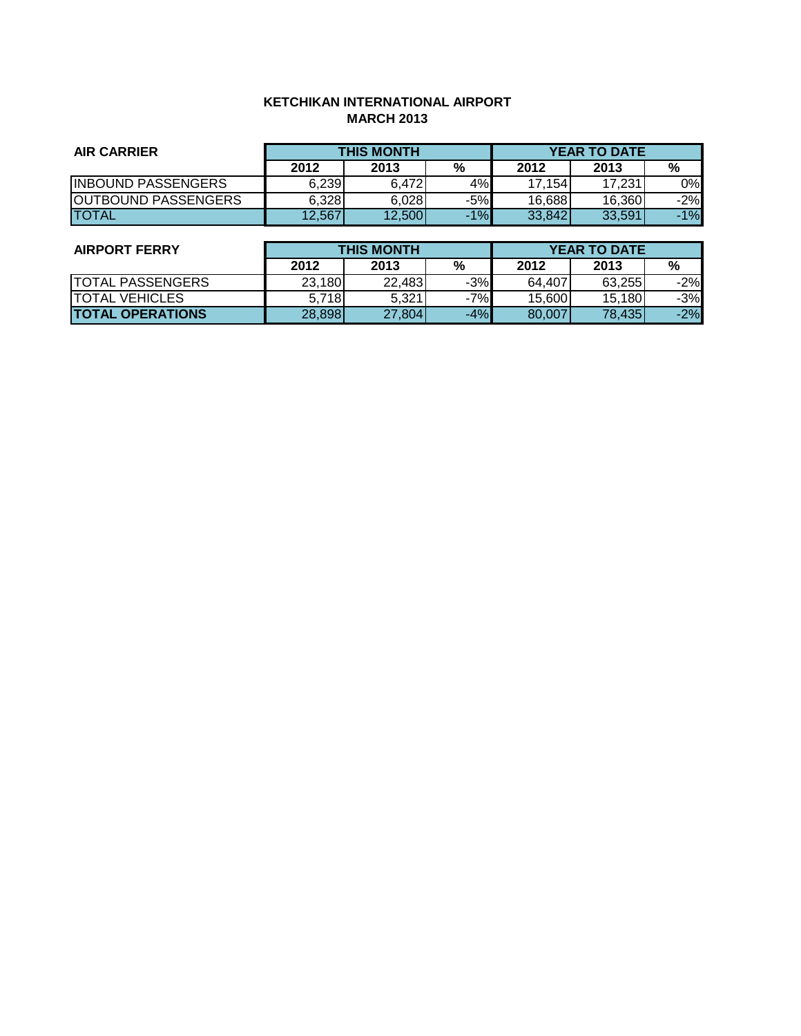**KETCHIKAN INTERNATIONAL AIRPORT**
**MARCH 2013**

| AIR CARRIER | THIS MONTH | | | YEAR TO DATE | | |
|---|---|---|---|---|---|---|
| | 2012 | 2013 | % | 2012 | 2013 | % |
| INBOUND PASSENGERS | 6,239 | 6,472 | 4% | 17,154 | 17,231 | 0% |
| OUTBOUND PASSENGERS | 6,328 | 6,028 | -5% | 16,688 | 16,360 | -2% |
| TOTAL | 12,567 | 12,500 | -1% | 33,842 | 33,591 | -1% |

| AIRPORT FERRY | THIS MONTH | | | YEAR TO DATE | | |
|---|---|---|---|---|---|---|
| | 2012 | 2013 | % | 2012 | 2013 | % |
| TOTAL PASSENGERS | 23,180 | 22,483 | -3% | 64,407 | 63,255 | -2% |
| TOTAL VEHICLES | 5,718 | 5,321 | -7% | 15,600 | 15,180 | -3% |
| **TOTAL OPERATIONS** | 28,898 | 27,804 | -4% | 80,007 | 78,435 | -2% |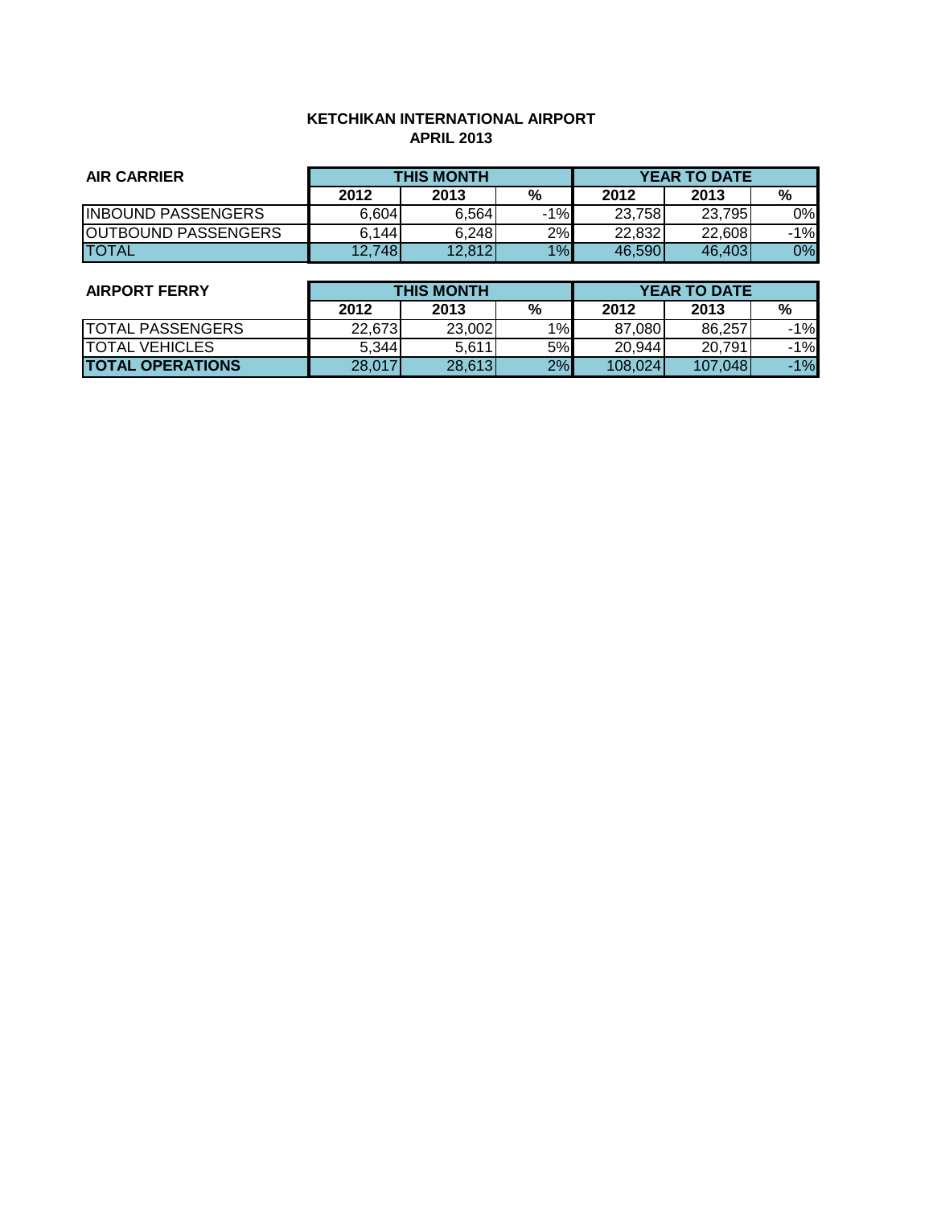**KETCHIKAN INTERNATIONAL AIRPORT**
**APRIL 2013**

| AIR CARRIER | THIS MONTH | | | YEAR TO DATE | | |
|---|---|---|---|---|---|---|
| | 2012 | 2013 | % | 2012 | 2013 | % |
| INBOUND PASSENGERS | 6,604 | 6,564 | -1% | 23,758 | 23,795 | 0% |
| OUTBOUND PASSENGERS | 6,144 | 6,248 | 2% | 22,832 | 22,608 | -1% |
| TOTAL | 12,748 | 12,812 | 1% | 46,590 | 46,403 | 0% |

| AIRPORT FERRY | THIS MONTH | | | YEAR TO DATE | | |
|---|---|---|---|---|---|---|
| | 2012 | 2013 | % | 2012 | 2013 | % |
| TOTAL PASSENGERS | 22,673 | 23,002 | 1% | 87,080 | 86,257 | -1% |
| TOTAL VEHICLES | 5,344 | 5,611 | 5% | 20,944 | 20,791 | -1% |
| **TOTAL OPERATIONS** | 28,017 | 28,613 | 2% | 108,024 | 107,048 | -1% |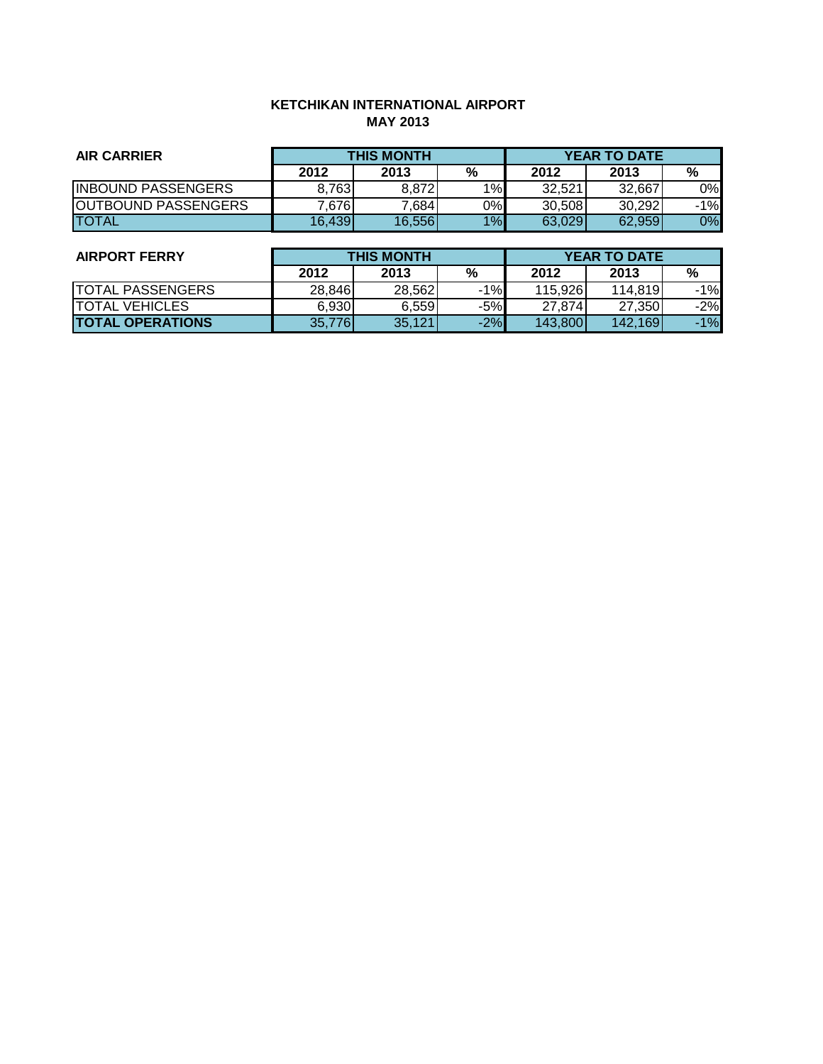# KETCHIKAN INTERNATIONAL AIRPORT

## MAY 2013

| AIR CARRIER | THIS MONTH | | | YEAR TO DATE | | |
|---|---|---|---|---|---|---|
| | 2012 | 2013 | % | 2012 | 2013 | % |
| INBOUND PASSENGERS | 8,763 | 8,872 | 1% | 32,521 | 32,667 | 0% |
| OUTBOUND PASSENGERS | 7,676 | 7,684 | 0% | 30,508 | 30,292 | -1% |
| TOTAL | 16,439 | 16,556 | 1% | 63,029 | 62,959 | 0% |

| AIRPORT FERRY | THIS MONTH | | | YEAR TO DATE | | |
|---|---|---|---|---|---|---|
| | 2012 | 2013 | % | 2012 | 2013 | % |
| TOTAL PASSENGERS | 28,846 | 28,562 | -1% | 115,926 | 114,819 | -1% |
| TOTAL VEHICLES | 6,930 | 6,559 | -5% | 27,874 | 27,350 | -2% |
| **TOTAL OPERATIONS** | 35,776 | 35,121 | -2% | 143,800 | 142,169 | -1% |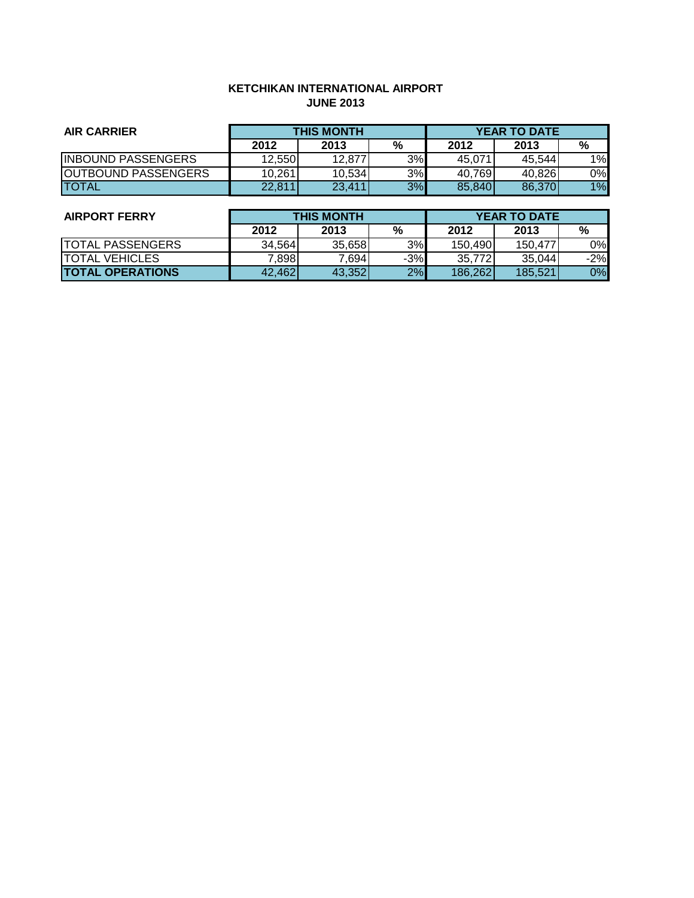**KETCHIKAN INTERNATIONAL AIRPORT**
**JUNE 2013**

| AIR CARRIER | THIS MONTH | | | YEAR TO DATE | | |
|---|---|---|---|---|---|---|
| | 2012 | 2013 | % | 2012 | 2013 | % |
| INBOUND PASSENGERS | 12,550 | 12,877 | 3% | 45,071 | 45,544 | 1% |
| OUTBOUND PASSENGERS | 10,261 | 10,534 | 3% | 40,769 | 40,826 | 0% |
| TOTAL | 22,811 | 23,411 | 3% | 85,840 | 86,370 | 1% |

| AIRPORT FERRY | THIS MONTH | | | YEAR TO DATE | | |
|---|---|---|---|---|---|---|
| | 2012 | 2013 | % | 2012 | 2013 | % |
| TOTAL PASSENGERS | 34,564 | 35,658 | 3% | 150,490 | 150,477 | 0% |
| TOTAL VEHICLES | 7,898 | 7,694 | -3% | 35,772 | 35,044 | -2% |
| **TOTAL OPERATIONS** | 42,462 | 43,352 | 2% | 186,262 | 185,521 | 0% |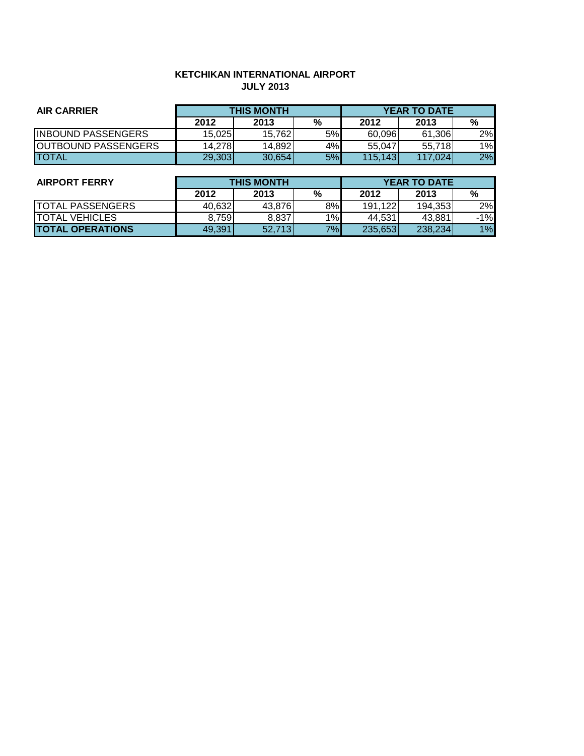**KETCHIKAN INTERNATIONAL AIRPORT**
**JULY 2013**

| AIR CARRIER | THIS MONTH | | | YEAR TO DATE | | |
|---|---|---|---|---|---|---|
| | 2012 | 2013 | % | 2012 | 2013 | % |
| INBOUND PASSENGERS | 15,025 | 15,762 | 5% | 60,096 | 61,306 | 2% |
| OUTBOUND PASSENGERS | 14,278 | 14,892 | 4% | 55,047 | 55,718 | 1% |
| TOTAL | 29,303 | 30,654 | 5% | 115,143 | 117,024 | 2% |

| AIRPORT FERRY | THIS MONTH | | | YEAR TO DATE | | |
|---|---|---|---|---|---|---|
| | 2012 | 2013 | % | 2012 | 2013 | % |
| TOTAL PASSENGERS | 40,632 | 43,876 | 8% | 191,122 | 194,353 | 2% |
| TOTAL VEHICLES | 8,759 | 8,837 | 1% | 44,531 | 43,881 | -1% |
| **TOTAL OPERATIONS** | 49,391 | 52,713 | 7% | 235,653 | 238,234 | 1% |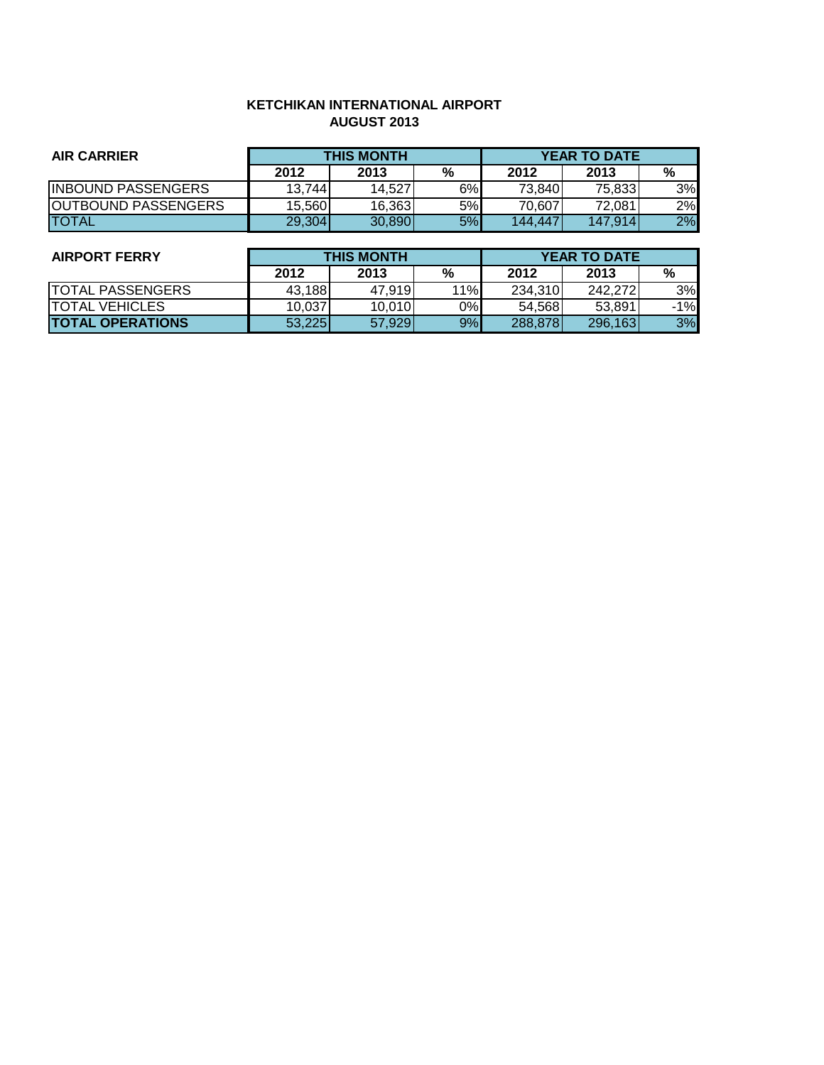**KETCHIKAN INTERNATIONAL AIRPORT**
**AUGUST 2013**

| AIR CARRIER | THIS MONTH | | | YEAR TO DATE | | |
|---|---|---|---|---|---|---|
| | 2012 | 2013 | % | 2012 | 2013 | % |
| INBOUND PASSENGERS | 13,744 | 14,527 | 6% | 73,840 | 75,833 | 3% |
| OUTBOUND PASSENGERS | 15,560 | 16,363 | 5% | 70,607 | 72,081 | 2% |
| TOTAL | 29,304 | 30,890 | 5% | 144,447 | 147,914 | 2% |

| AIRPORT FERRY | THIS MONTH | | | YEAR TO DATE | | |
|---|---|---|---|---|---|---|
| | 2012 | 2013 | % | 2012 | 2013 | % |
| TOTAL PASSENGERS | 43,188 | 47,919 | 11% | 234,310 | 242,272 | 3% |
| TOTAL VEHICLES | 10,037 | 10,010 | 0% | 54,568 | 53,891 | -1% |
| **TOTAL OPERATIONS** | 53,225 | 57,929 | 9% | 288,878 | 296,163 | 3% |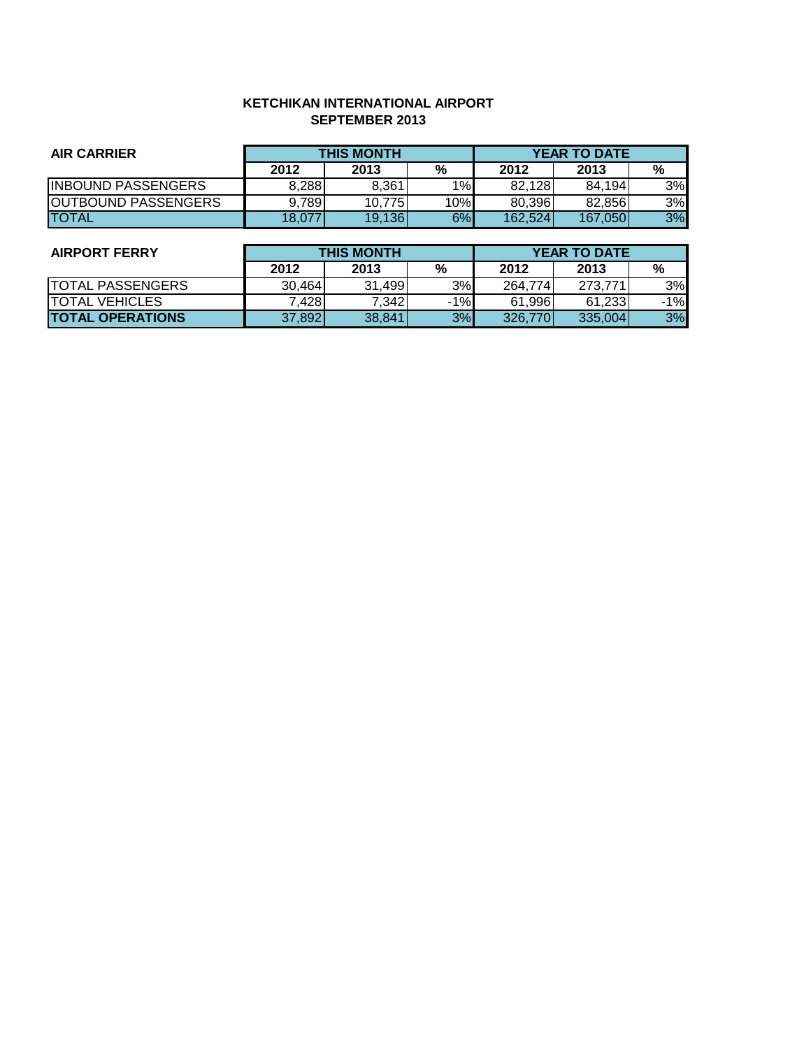**KETCHIKAN INTERNATIONAL AIRPORT**
**SEPTEMBER 2013**

| AIR CARRIER | THIS MONTH | | | YEAR TO DATE | | |
|---|---|---|---|---|---|---|
| | 2012 | 2013 | % | 2012 | 2013 | % |
| INBOUND PASSENGERS | 8,288 | 8,361 | 1% | 82,128 | 84,194 | 3% |
| OUTBOUND PASSENGERS | 9,789 | 10,775 | 10% | 80,396 | 82,856 | 3% |
| TOTAL | 18,077 | 19,136 | 6% | 162,524 | 167,050 | 3% |

| AIRPORT FERRY | THIS MONTH | | | YEAR TO DATE | | |
|---|---|---|---|---|---|---|
| | 2012 | 2013 | % | 2012 | 2013 | % |
| TOTAL PASSENGERS | 30,464 | 31,499 | 3% | 264,774 | 273,771 | 3% |
| TOTAL VEHICLES | 7,428 | 7,342 | -1% | 61,996 | 61,233 | -1% |
| **TOTAL OPERATIONS** | 37,892 | 38,841 | 3% | 326,770 | 335,004 | 3% |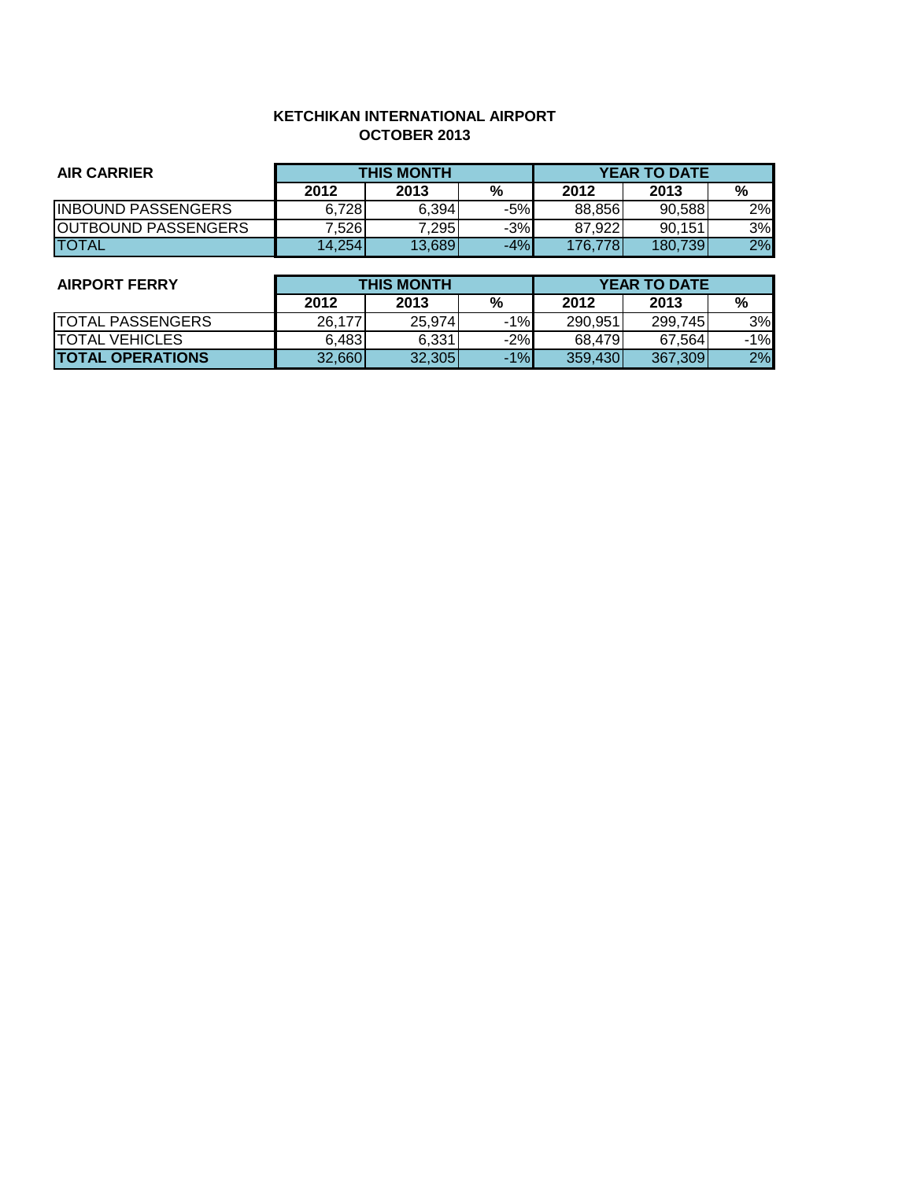**KETCHIKAN INTERNATIONAL AIRPORT**
**OCTOBER 2013**

| AIR CARRIER | THIS MONTH | | | YEAR TO DATE | | |
|---|---|---|---|---|---|---|
| | 2012 | 2013 | % | 2012 | 2013 | % |
| INBOUND PASSENGERS | 6,728 | 6,394 | -5% | 88,856 | 90,588 | 2% |
| OUTBOUND PASSENGERS | 7,526 | 7,295 | -3% | 87,922 | 90,151 | 3% |
| TOTAL | 14,254 | 13,689 | -4% | 176,778 | 180,739 | 2% |

| AIRPORT FERRY | THIS MONTH | | | YEAR TO DATE | | |
|---|---|---|---|---|---|---|
| | 2012 | 2013 | % | 2012 | 2013 | % |
| TOTAL PASSENGERS | 26,177 | 25,974 | -1% | 290,951 | 299,745 | 3% |
| TOTAL VEHICLES | 6,483 | 6,331 | -2% | 68,479 | 67,564 | -1% |
| **TOTAL OPERATIONS** | 32,660 | 32,305 | -1% | 359,430 | 367,309 | 2% |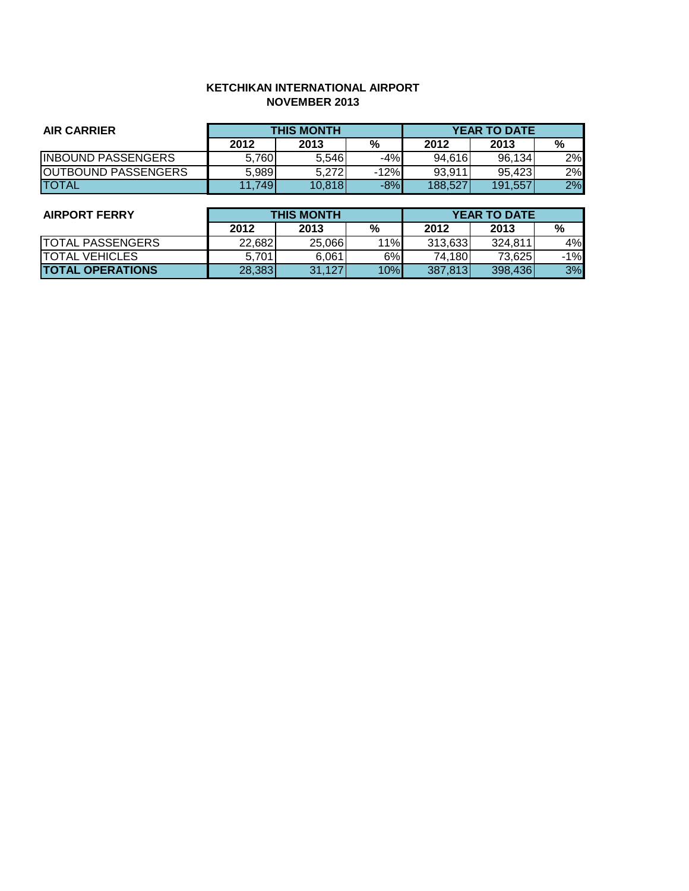**KETCHIKAN INTERNATIONAL AIRPORT**
**NOVEMBER 2013**

| AIR CARRIER | THIS MONTH | | | YEAR TO DATE | | |
|---|---|---|---|---|---|---|
| | 2012 | 2013 | % | 2012 | 2013 | % |
| INBOUND PASSENGERS | 5,760 | 5,546 | -4% | 94,616 | 96,134 | 2% |
| OUTBOUND PASSENGERS | 5,989 | 5,272 | -12% | 93,911 | 95,423 | 2% |
| TOTAL | 11,749 | 10,818 | -8% | 188,527 | 191,557 | 2% |

| AIRPORT FERRY | THIS MONTH | | | YEAR TO DATE | | |
|---|---|---|---|---|---|---|
| | 2012 | 2013 | % | 2012 | 2013 | % |
| TOTAL PASSENGERS | 22,682 | 25,066 | 11% | 313,633 | 324,811 | 4% |
| TOTAL VEHICLES | 5,701 | 6,061 | 6% | 74,180 | 73,625 | -1% |
| **TOTAL OPERATIONS** | 28,383 | 31,127 | 10% | 387,813 | 398,436 | 3% |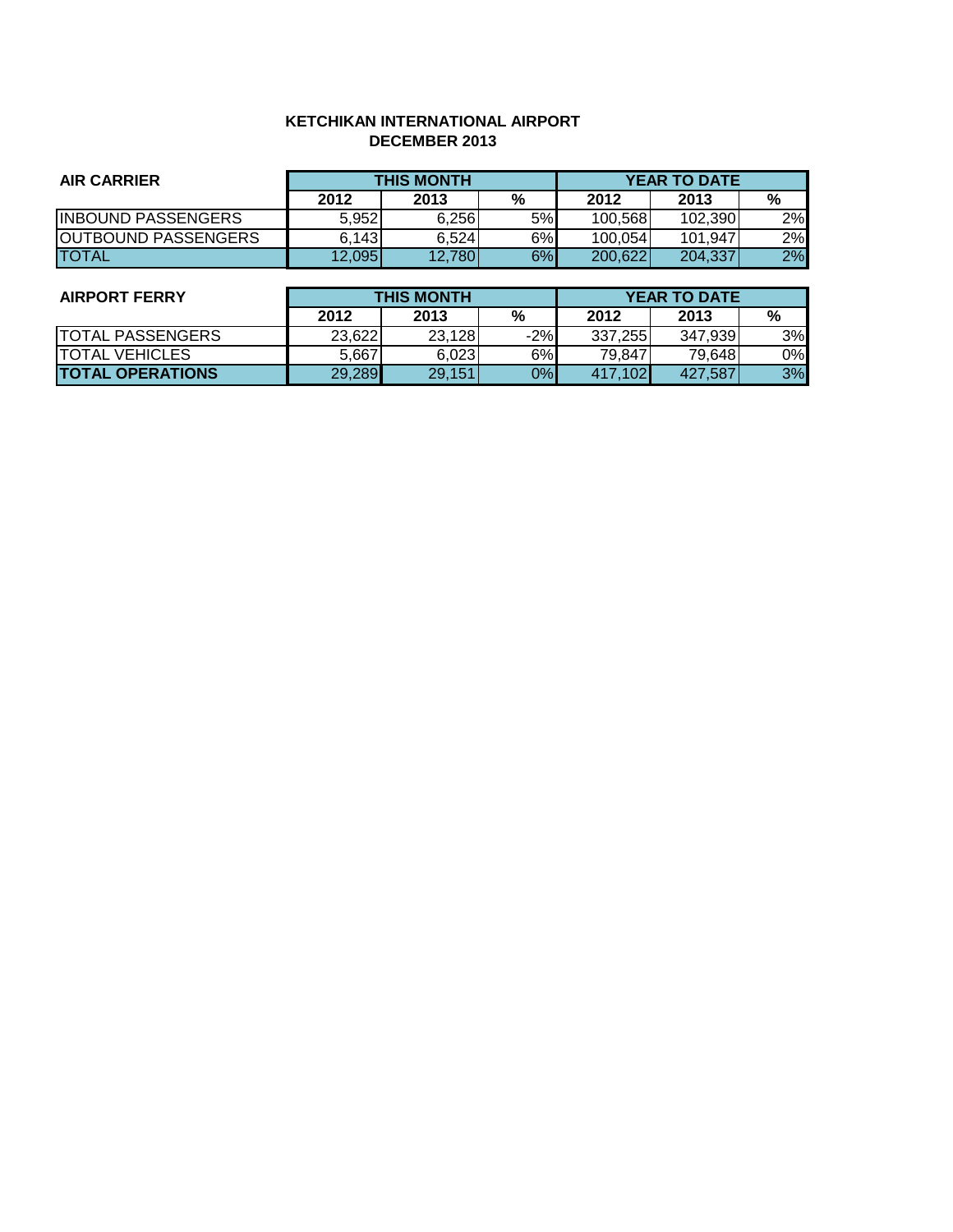**KETCHIKAN INTERNATIONAL AIRPORT**
**DECEMBER 2013**

| AIR CARRIER | THIS MONTH | | | YEAR TO DATE | | |
|---|---|---|---|---|---|---|
| | 2012 | 2013 | % | 2012 | 2013 | % |
| INBOUND PASSENGERS | 5,952 | 6,256 | 5% | 100,568 | 102,390 | 2% |
| OUTBOUND PASSENGERS | 6,143 | 6,524 | 6% | 100,054 | 101,947 | 2% |
| TOTAL | 12,095 | 12,780 | 6% | 200,622 | 204,337 | 2% |

| AIRPORT FERRY | THIS MONTH | | | YEAR TO DATE | | |
|---|---|---|---|---|---|---|
| | 2012 | 2013 | % | 2012 | 2013 | % |
| TOTAL PASSENGERS | 23,622 | 23,128 | -2% | 337,255 | 347,939 | 3% |
| TOTAL VEHICLES | 5,667 | 6,023 | 6% | 79,847 | 79,648 | 0% |
| **TOTAL OPERATIONS** | 29,289 | 29,151 | 0% | 417,102 | 427,587 | 3% |